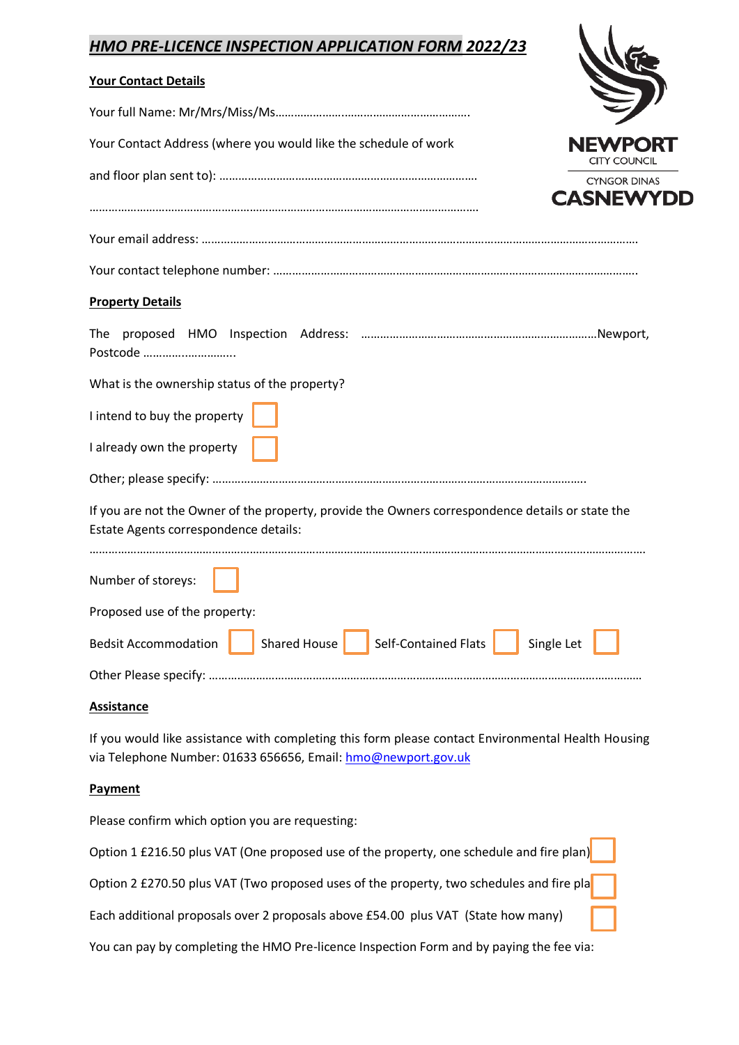# *HMO PRE-LICENCE INSPECTION APPLICATION FORM 2022/23*

NEWPORT CITY COUNCIL
CYNGOR DINAS CASNEWYDD

## Your Contact Details

Your full Name: Mr/Mrs/Miss/Ms…………………………………………………….

Your Contact Address (where you would like the schedule of work and floor plan sent to): ……………………………………………………………………

……………………………………………………………………………………………………

Your email address: ……………………………………………………………………………………………………

Your contact telephone number: …………………………………………………………………………………

## Property Details

The proposed HMO Inspection Address: ………………………………………………………………Newport, Postcode ………………………..

What is the ownership status of the property?

I intend to buy the property ☐

I already own the property ☐

Other; please specify: ………………………………………………………………………………………………

If you are not the Owner of the property, provide the Owners correspondence details or state the Estate Agents correspondence details:

……………………………………………………………………………………………………………………………………

Number of storeys: ☐

Proposed use of the property:

Bedsit Accommodation ☐ Shared House ☐ Self-Contained Flats ☐ Single Let ☐

Other Please specify: ………………………………………………………………………………………………………

## Assistance

If you would like assistance with completing this form please contact Environmental Health Housing via Telephone Number: 01633 656656, Email: hmo@newport.gov.uk

## Payment

Please confirm which option you are requesting:

Option 1 £216.50 plus VAT (One proposed use of the property, one schedule and fire plan) ☐

Option 2 £270.50 plus VAT (Two proposed uses of the property, two schedules and fire pla ☐

Each additional proposals over 2 proposals above £54.00 plus VAT (State how many) ☐

You can pay by completing the HMO Pre-licence Inspection Form and by paying the fee via: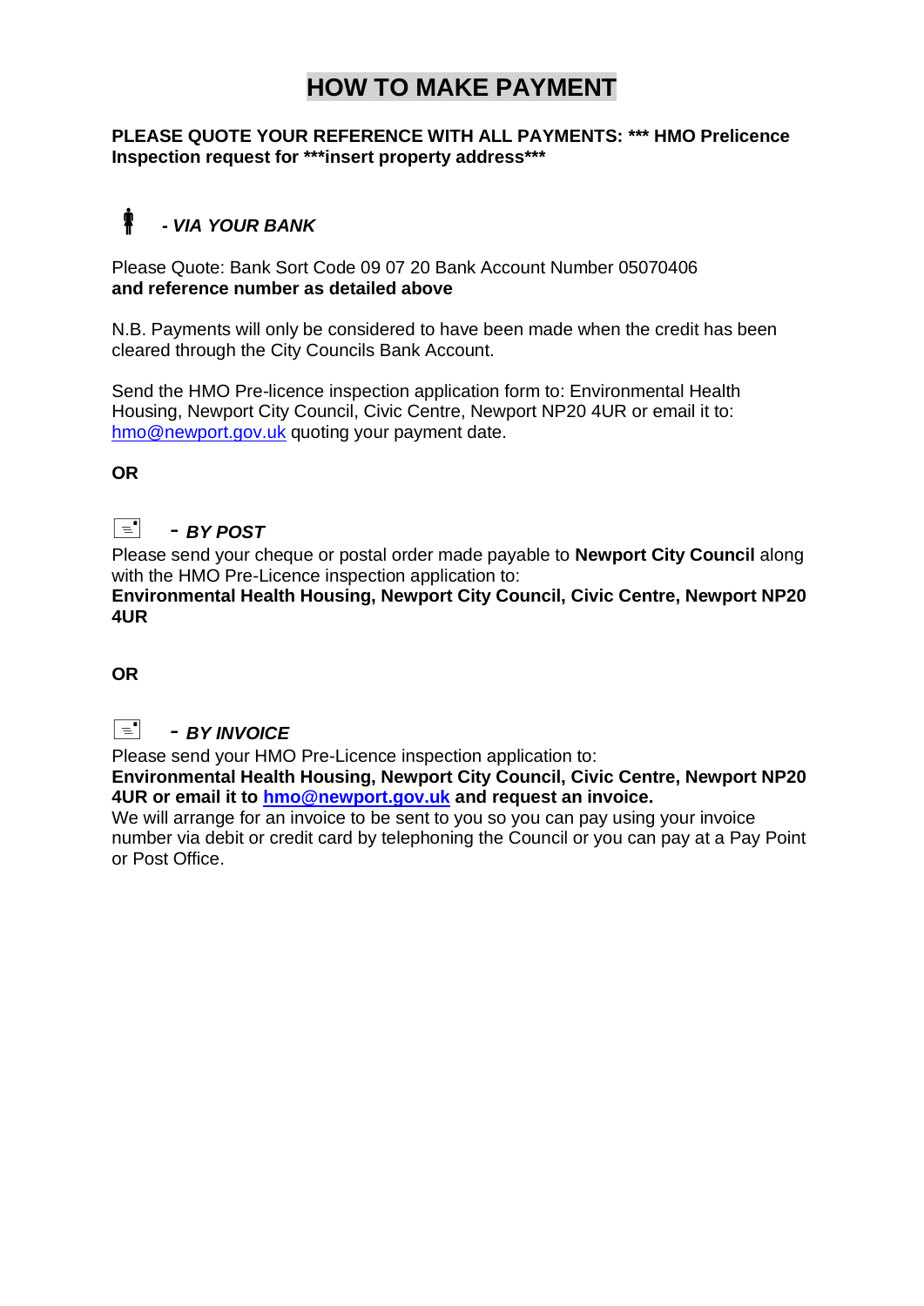# HOW TO MAKE PAYMENT

**PLEASE QUOTE YOUR REFERENCE WITH ALL PAYMENTS: *** HMO Prelicence Inspection request for ***insert property address*****

## *- VIA YOUR BANK*

Please Quote: Bank Sort Code 09 07 20 Bank Account Number 05070406
**and reference number as detailed above**

N.B. Payments will only be considered to have been made when the credit has been cleared through the City Councils Bank Account.

Send the HMO Pre-licence inspection application form to: Environmental Health Housing, Newport City Council, Civic Centre, Newport NP20 4UR or email it to: hmo@newport.gov.uk quoting your payment date.

**OR**

## *- BY POST*

Please send your cheque or postal order made payable to **Newport City Council** along with the HMO Pre-Licence inspection application to:
**Environmental Health Housing, Newport City Council, Civic Centre, Newport NP20 4UR**

**OR**

## *- BY INVOICE*

Please send your HMO Pre-Licence inspection application to:
**Environmental Health Housing, Newport City Council, Civic Centre, Newport NP20 4UR or email it to hmo@newport.gov.uk and request an invoice.**
We will arrange for an invoice to be sent to you so you can pay using your invoice number via debit or credit card by telephoning the Council or you can pay at a Pay Point or Post Office.